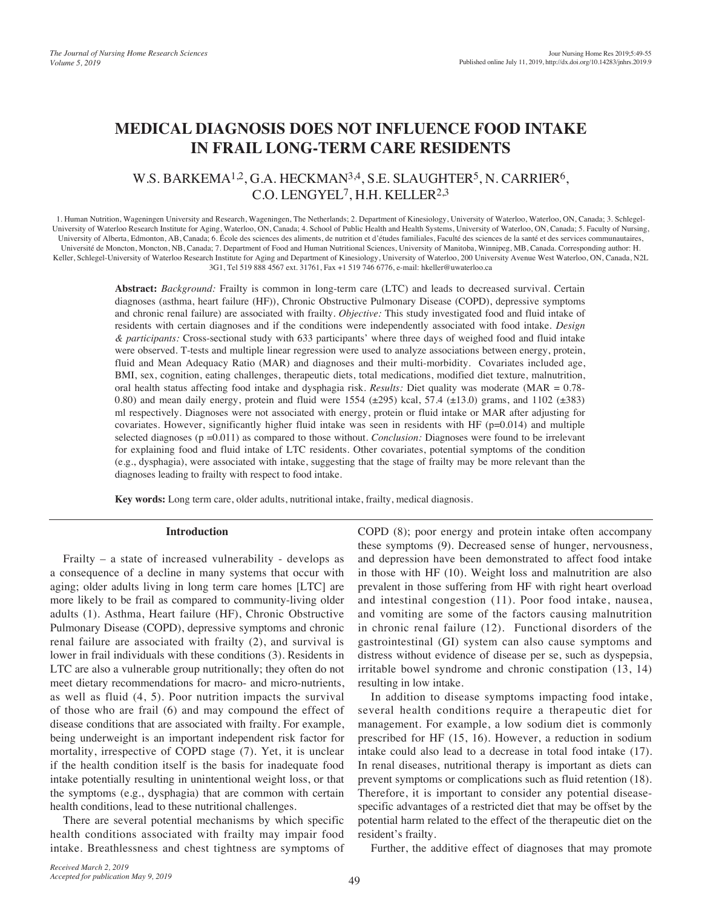# MEDICAL DIAGNOSIS DOES NOT INFLUENCE FOOD INTAKE IN FRAIL LONG-TERM CARE RESIDENTS

W.S. BARKEMA[1,2], G.A. HECKMAN[3,4], S.E. SLAUGHTER[5], N. CARRIER[6], C.O. LENGYEL[7], H.H. KELLER[2,3]

1. Human Nutrition, Wageningen University and Research, Wageningen, The Netherlands; 2. Department of Kinesiology, University of Waterloo, Waterloo, ON, Canada; 3. Schlegel-University of Waterloo Research Institute for Aging, Waterloo, ON, Canada; 4. School of Public Health and Health Systems, University of Waterloo, ON, Canada; 5. Faculty of Nursing, University of Alberta, Edmonton, AB, Canada; 6. École des sciences des aliments, de nutrition et d'études familiales, Faculté des sciences de la santé et des services communautaires, Université de Moncton, Moncton, NB, Canada; 7. Department of Food and Human Nutritional Sciences, University of Manitoba, Winnipeg, MB, Canada. Corresponding author: H. Keller, Schlegel-University of Waterloo Research Institute for Aging and Department of Kinesiology, University of Waterloo, 200 University Avenue West Waterloo, ON, Canada, N2L 3G1, Tel 519 888 4567 ext. 31761, Fax +1 519 746 6776, e-mail: hkeller@uwaterloo.ca

**Abstract:** *Background:* Frailty is common in long-term care (LTC) and leads to decreased survival. Certain diagnoses (asthma, heart failure (HF)), Chronic Obstructive Pulmonary Disease (COPD), depressive symptoms and chronic renal failure) are associated with frailty. *Objective:* This study investigated food and fluid intake of residents with certain diagnoses and if the conditions were independently associated with food intake. *Design & participants:* Cross-sectional study with 633 participants' where three days of weighed food and fluid intake were observed. T-tests and multiple linear regression were used to analyze associations between energy, protein, fluid and Mean Adequacy Ratio (MAR) and diagnoses and their multi-morbidity. Covariates included age, BMI, sex, cognition, eating challenges, therapeutic diets, total medications, modified diet texture, malnutrition, oral health status affecting food intake and dysphagia risk. *Results:* Diet quality was moderate (MAR = 0.78-0.80) and mean daily energy, protein and fluid were 1554 (±295) kcal, 57.4 (±13.0) grams, and 1102 (±383) ml respectively. Diagnoses were not associated with energy, protein or fluid intake or MAR after adjusting for covariates. However, significantly higher fluid intake was seen in residents with HF (p=0.014) and multiple selected diagnoses (p =0.011) as compared to those without. *Conclusion:* Diagnoses were found to be irrelevant for explaining food and fluid intake of LTC residents. Other covariates, potential symptoms of the condition (e.g., dysphagia), were associated with intake, suggesting that the stage of frailty may be more relevant than the diagnoses leading to frailty with respect to food intake.

**Key words:** Long term care, older adults, nutritional intake, frailty, medical diagnosis.

## Introduction

Frailty – a state of increased vulnerability - develops as a consequence of a decline in many systems that occur with aging; older adults living in long term care homes [LTC] are more likely to be frail as compared to community-living older adults (1). Asthma, Heart failure (HF), Chronic Obstructive Pulmonary Disease (COPD), depressive symptoms and chronic renal failure are associated with frailty (2), and survival is lower in frail individuals with these conditions (3). Residents in LTC are also a vulnerable group nutritionally; they often do not meet dietary recommendations for macro- and micro-nutrients, as well as fluid (4, 5). Poor nutrition impacts the survival of those who are frail (6) and may compound the effect of disease conditions that are associated with frailty. For example, being underweight is an important independent risk factor for mortality, irrespective of COPD stage (7). Yet, it is unclear if the health condition itself is the basis for inadequate food intake potentially resulting in unintentional weight loss, or that the symptoms (e.g., dysphagia) that are common with certain health conditions, lead to these nutritional challenges.

There are several potential mechanisms by which specific health conditions associated with frailty may impair food intake. Breathlessness and chest tightness are symptoms of COPD (8); poor energy and protein intake often accompany these symptoms (9). Decreased sense of hunger, nervousness, and depression have been demonstrated to affect food intake in those with HF (10). Weight loss and malnutrition are also prevalent in those suffering from HF with right heart overload and intestinal congestion (11). Poor food intake, nausea, and vomiting are some of the factors causing malnutrition in chronic renal failure (12). Functional disorders of the gastrointestinal (GI) system can also cause symptoms and distress without evidence of disease per se, such as dyspepsia, irritable bowel syndrome and chronic constipation (13, 14) resulting in low intake.

In addition to disease symptoms impacting food intake, several health conditions require a therapeutic diet for management. For example, a low sodium diet is commonly prescribed for HF (15, 16). However, a reduction in sodium intake could also lead to a decrease in total food intake (17). In renal diseases, nutritional therapy is important as diets can prevent symptoms or complications such as fluid retention (18). Therefore, it is important to consider any potential disease-specific advantages of a restricted diet that may be offset by the potential harm related to the effect of the therapeutic diet on the resident's frailty.

Further, the additive effect of diagnoses that may promote

*Received March 2, 2019*
*Accepted for publication May 9, 2019*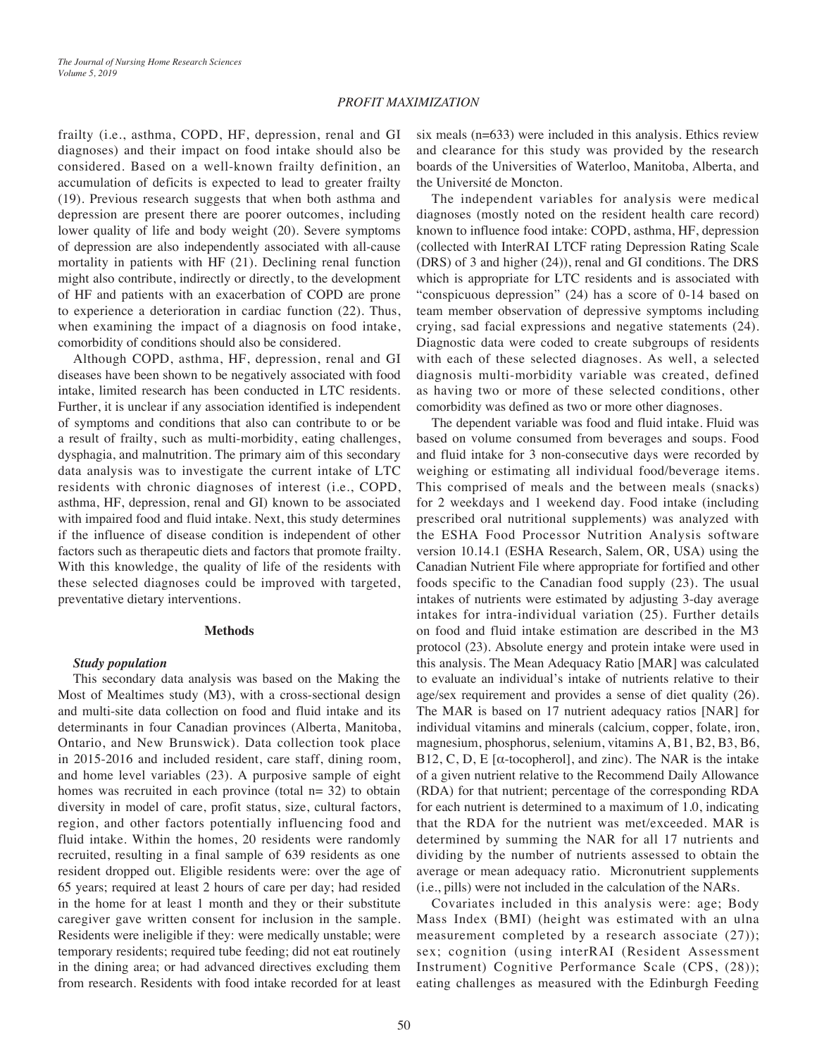frailty (i.e., asthma, COPD, HF, depression, renal and GI diagnoses) and their impact on food intake should also be considered. Based on a well-known frailty definition, an accumulation of deficits is expected to lead to greater frailty (19). Previous research suggests that when both asthma and depression are present there are poorer outcomes, including lower quality of life and body weight (20). Severe symptoms of depression are also independently associated with all-cause mortality in patients with HF (21). Declining renal function might also contribute, indirectly or directly, to the development of HF and patients with an exacerbation of COPD are prone to experience a deterioration in cardiac function (22). Thus, when examining the impact of a diagnosis on food intake, comorbidity of conditions should also be considered.

Although COPD, asthma, HF, depression, renal and GI diseases have been shown to be negatively associated with food intake, limited research has been conducted in LTC residents. Further, it is unclear if any association identified is independent of symptoms and conditions that also can contribute to or be a result of frailty, such as multi-morbidity, eating challenges, dysphagia, and malnutrition. The primary aim of this secondary data analysis was to investigate the current intake of LTC residents with chronic diagnoses of interest (i.e., COPD, asthma, HF, depression, renal and GI) known to be associated with impaired food and fluid intake. Next, this study determines if the influence of disease condition is independent of other factors such as therapeutic diets and factors that promote frailty. With this knowledge, the quality of life of the residents with these selected diagnoses could be improved with targeted, preventative dietary interventions.

## Methods

### *Study population*

This secondary data analysis was based on the Making the Most of Mealtimes study (M3), with a cross-sectional design and multi-site data collection on food and fluid intake and its determinants in four Canadian provinces (Alberta, Manitoba, Ontario, and New Brunswick). Data collection took place in 2015-2016 and included resident, care staff, dining room, and home level variables (23). A purposive sample of eight homes was recruited in each province (total n= 32) to obtain diversity in model of care, profit status, size, cultural factors, region, and other factors potentially influencing food and fluid intake. Within the homes, 20 residents were randomly recruited, resulting in a final sample of 639 residents as one resident dropped out. Eligible residents were: over the age of 65 years; required at least 2 hours of care per day; had resided in the home for at least 1 month and they or their substitute caregiver gave written consent for inclusion in the sample. Residents were ineligible if they: were medically unstable; were temporary residents; required tube feeding; did not eat routinely in the dining area; or had advanced directives excluding them from research. Residents with food intake recorded for at least six meals (n=633) were included in this analysis. Ethics review and clearance for this study was provided by the research boards of the Universities of Waterloo, Manitoba, Alberta, and the Université de Moncton.

The independent variables for analysis were medical diagnoses (mostly noted on the resident health care record) known to influence food intake: COPD, asthma, HF, depression (collected with InterRAI LTCF rating Depression Rating Scale (DRS) of 3 and higher (24)), renal and GI conditions. The DRS which is appropriate for LTC residents and is associated with "conspicuous depression" (24) has a score of 0-14 based on team member observation of depressive symptoms including crying, sad facial expressions and negative statements (24). Diagnostic data were coded to create subgroups of residents with each of these selected diagnoses. As well, a selected diagnosis multi-morbidity variable was created, defined as having two or more of these selected conditions, other comorbidity was defined as two or more other diagnoses.

The dependent variable was food and fluid intake. Fluid was based on volume consumed from beverages and soups. Food and fluid intake for 3 non-consecutive days were recorded by weighing or estimating all individual food/beverage items. This comprised of meals and the between meals (snacks) for 2 weekdays and 1 weekend day. Food intake (including prescribed oral nutritional supplements) was analyzed with the ESHA Food Processor Nutrition Analysis software version 10.14.1 (ESHA Research, Salem, OR, USA) using the Canadian Nutrient File where appropriate for fortified and other foods specific to the Canadian food supply (23). The usual intakes of nutrients were estimated by adjusting 3-day average intakes for intra-individual variation (25). Further details on food and fluid intake estimation are described in the M3 protocol (23). Absolute energy and protein intake were used in this analysis. The Mean Adequacy Ratio [MAR] was calculated to evaluate an individual's intake of nutrients relative to their age/sex requirement and provides a sense of diet quality (26). The MAR is based on 17 nutrient adequacy ratios [NAR] for individual vitamins and minerals (calcium, copper, folate, iron, magnesium, phosphorus, selenium, vitamins A, B1, B2, B3, B6, B12, C, D, E [α-tocopherol], and zinc). The NAR is the intake of a given nutrient relative to the Recommend Daily Allowance (RDA) for that nutrient; percentage of the corresponding RDA for each nutrient is determined to a maximum of 1.0, indicating that the RDA for the nutrient was met/exceeded. MAR is determined by summing the NAR for all 17 nutrients and dividing by the number of nutrients assessed to obtain the average or mean adequacy ratio. Micronutrient supplements (i.e., pills) were not included in the calculation of the NARs.

Covariates included in this analysis were: age; Body Mass Index (BMI) (height was estimated with an ulna measurement completed by a research associate (27)); sex; cognition (using interRAI (Resident Assessment Instrument) Cognitive Performance Scale (CPS, (28)); eating challenges as measured with the Edinburgh Feeding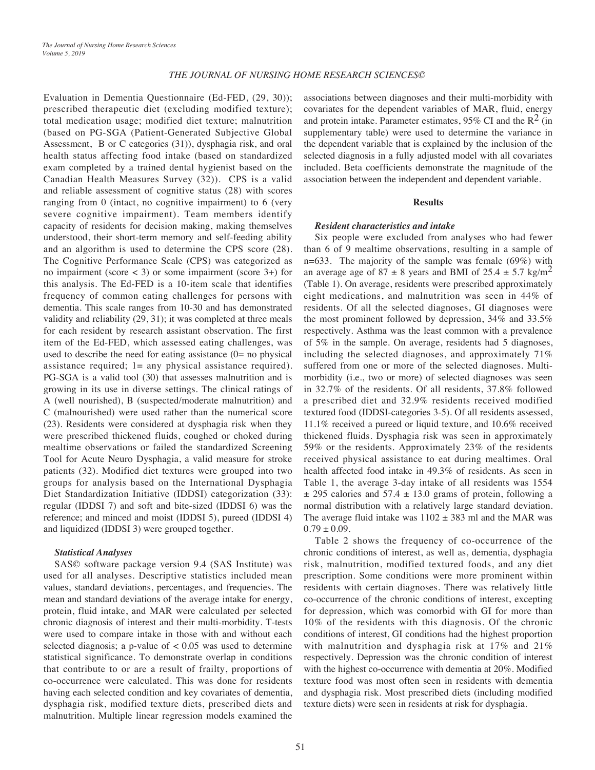Evaluation in Dementia Questionnaire (Ed-FED, (29, 30)); prescribed therapeutic diet (excluding modified texture); total medication usage; modified diet texture; malnutrition (based on PG-SGA (Patient-Generated Subjective Global Assessment, B or C categories (31)), dysphagia risk, and oral health status affecting food intake (based on standardized exam completed by a trained dental hygienist based on the Canadian Health Measures Survey (32)). CPS is a valid and reliable assessment of cognitive status (28) with scores ranging from 0 (intact, no cognitive impairment) to 6 (very severe cognitive impairment). Team members identify capacity of residents for decision making, making themselves understood, their short-term memory and self-feeding ability and an algorithm is used to determine the CPS score (28). The Cognitive Performance Scale (CPS) was categorized as no impairment (score < 3) or some impairment (score 3+) for this analysis. The Ed-FED is a 10-item scale that identifies frequency of common eating challenges for persons with dementia. This scale ranges from 10-30 and has demonstrated validity and reliability (29, 31); it was completed at three meals for each resident by research assistant observation. The first item of the Ed-FED, which assessed eating challenges, was used to describe the need for eating assistance (0= no physical assistance required; 1= any physical assistance required). PG-SGA is a valid tool (30) that assesses malnutrition and is growing in its use in diverse settings. The clinical ratings of A (well nourished), B (suspected/moderate malnutrition) and C (malnourished) were used rather than the numerical score (23). Residents were considered at dysphagia risk when they were prescribed thickened fluids, coughed or choked during mealtime observations or failed the standardized Screening Tool for Acute Neuro Dysphagia, a valid measure for stroke patients (32). Modified diet textures were grouped into two groups for analysis based on the International Dysphagia Diet Standardization Initiative (IDDSI) categorization (33): regular (IDDSI 7) and soft and bite-sized (IDDSI 6) was the reference; and minced and moist (IDDSI 5), pureed (IDDSI 4) and liquidized (IDDSI 3) were grouped together.

### *Statistical Analyses*

SAS© software package version 9.4 (SAS Institute) was used for all analyses. Descriptive statistics included mean values, standard deviations, percentages, and frequencies. The mean and standard deviations of the average intake for energy, protein, fluid intake, and MAR were calculated per selected chronic diagnosis of interest and their multi-morbidity. T-tests were used to compare intake in those with and without each selected diagnosis; a p-value of $< 0.05$ was used to determine statistical significance. To demonstrate overlap in conditions that contribute to or are a result of frailty, proportions of co-occurrence were calculated. This was done for residents having each selected condition and key covariates of dementia, dysphagia risk, modified texture diets, prescribed diets and malnutrition. Multiple linear regression models examined the associations between diagnoses and their multi-morbidity with covariates for the dependent variables of MAR, fluid, energy and protein intake. Parameter estimates, 95% CI and the $R^2$ (in supplementary table) were used to determine the variance in the dependent variable that is explained by the inclusion of the selected diagnosis in a fully adjusted model with all covariates included. Beta coefficients demonstrate the magnitude of the association between the independent and dependent variable.

## Results

### *Resident characteristics and intake*

Six people were excluded from analyses who had fewer than 6 of 9 mealtime observations, resulting in a sample of n=633. The majority of the sample was female (69%) with an average age of $87 \pm 8$ years and BMI of $25.4 \pm 5.7$ kg/m$^2$ (Table 1). On average, residents were prescribed approximately eight medications, and malnutrition was seen in 44% of residents. Of all the selected diagnoses, GI diagnoses were the most prominent followed by depression, 34% and 33.5% respectively. Asthma was the least common with a prevalence of 5% in the sample. On average, residents had 5 diagnoses, including the selected diagnoses, and approximately 71% suffered from one or more of the selected diagnoses. Multi-morbidity (i.e., two or more) of selected diagnoses was seen in 32.7% of the residents. Of all residents, 37.8% followed a prescribed diet and 32.9% residents received modified textured food (IDDSI-categories 3-5). Of all residents assessed, 11.1% received a pureed or liquid texture, and 10.6% received thickened fluids. Dysphagia risk was seen in approximately 59% or the residents. Approximately 23% of the residents received physical assistance to eat during mealtimes. Oral health affected food intake in 49.3% of residents. As seen in Table 1, the average 3-day intake of all residents was $1554 \pm 295$ calories and $57.4 \pm 13.0$ grams of protein, following a normal distribution with a relatively large standard deviation. The average fluid intake was $1102 \pm 383$ ml and the MAR was $0.79 \pm 0.09$.

Table 2 shows the frequency of co-occurrence of the chronic conditions of interest, as well as, dementia, dysphagia risk, malnutrition, modified textured foods, and any diet prescription. Some conditions were more prominent within residents with certain diagnoses. There was relatively little co-occurrence of the chronic conditions of interest, excepting for depression, which was comorbid with GI for more than 10% of the residents with this diagnosis. Of the chronic conditions of interest, GI conditions had the highest proportion with malnutrition and dysphagia risk at 17% and 21% respectively. Depression was the chronic condition of interest with the highest co-occurrence with dementia at 20%. Modified texture food was most often seen in residents with dementia and dysphagia risk. Most prescribed diets (including modified texture diets) were seen in residents at risk for dysphagia.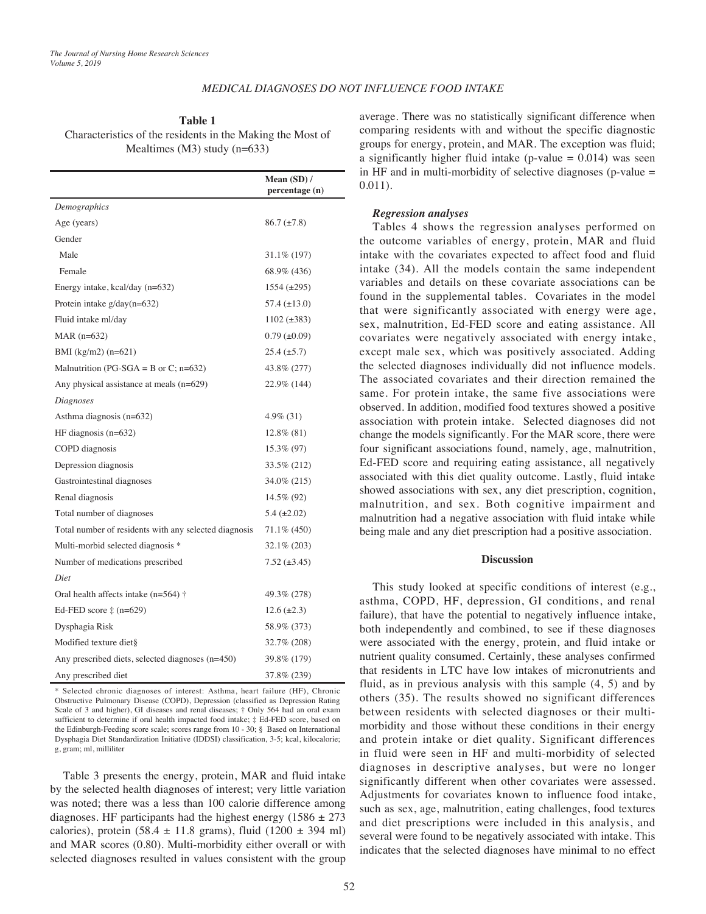**Table 1**
Characteristics of the residents in the Making the Most of Mealtimes (M3) study (n=633)

| | Mean (SD) / percentage (n) |
|---|---|
| *Demographics* | |
| Age (years) | 86.7 (±7.8) |
| Gender | |
| Male | 31.1% (197) |
| Female | 68.9% (436) |
| Energy intake, kcal/day (n=632) | 1554 (±295) |
| Protein intake g/day(n=632) | 57.4 (±13.0) |
| Fluid intake ml/day | 1102 (±383) |
| MAR (n=632) | 0.79 (±0.09) |
| BMI (kg/m2) (n=621) | 25.4 (±5.7) |
| Malnutrition (PG-SGA = B or C; n=632) | 43.8% (277) |
| Any physical assistance at meals (n=629) | 22.9% (144) |
| *Diagnoses* | |
| Asthma diagnosis (n=632) | 4.9% (31) |
| HF diagnosis (n=632) | 12.8% (81) |
| COPD diagnosis | 15.3% (97) |
| Depression diagnosis | 33.5% (212) |
| Gastrointestinal diagnoses | 34.0% (215) |
| Renal diagnosis | 14.5% (92) |
| Total number of diagnoses | 5.4 (±2.02) |
| Total number of residents with any selected diagnosis | 71.1% (450) |
| Multi-morbid selected diagnosis * | 32.1% (203) |
| Number of medications prescribed | 7.52 (±3.45) |
| *Diet* | |
| Oral health affects intake (n=564) † | 49.3% (278) |
| Ed-FED score ‡ (n=629) | 12.6 (±2.3) |
| Dysphagia Risk | 58.9% (373) |
| Modified texture diet§ | 32.7% (208) |
| Any prescribed diets, selected diagnoses (n=450) | 39.8% (179) |
| Any prescribed diet | 37.8% (239) |

\* Selected chronic diagnoses of interest: Asthma, heart failure (HF), Chronic Obstructive Pulmonary Disease (COPD), Depression (classified as Depression Rating Scale of 3 and higher), GI diseases and renal diseases; † Only 564 had an oral exam sufficient to determine if oral health impacted food intake; ‡ Ed-FED score, based on the Edinburgh-Feeding score scale; scores range from 10 - 30; § Based on International Dysphagia Diet Standardization Initiative (IDDSI) classification, 3-5; kcal, kilocalorie; g, gram; ml, milliliter

Table 3 presents the energy, protein, MAR and fluid intake by the selected health diagnoses of interest; very little variation was noted; there was a less than 100 calorie difference among diagnoses. HF participants had the highest energy (1586 ± 273 calories), protein (58.4 ± 11.8 grams), fluid (1200 ± 394 ml) and MAR scores (0.80). Multi-morbidity either overall or with selected diagnoses resulted in values consistent with the group average. There was no statistically significant difference when comparing residents with and without the specific diagnostic groups for energy, protein, and MAR. The exception was fluid; a significantly higher fluid intake (p-value = 0.014) was seen in HF and in multi-morbidity of selective diagnoses (p-value = 0.011).

### *Regression analyses*

Tables 4 shows the regression analyses performed on the outcome variables of energy, protein, MAR and fluid intake with the covariates expected to affect food and fluid intake (34). All the models contain the same independent variables and details on these covariate associations can be found in the supplemental tables. Covariates in the model that were significantly associated with energy were age, sex, malnutrition, Ed-FED score and eating assistance. All covariates were negatively associated with energy intake, except male sex, which was positively associated. Adding the selected diagnoses individually did not influence models. The associated covariates and their direction remained the same. For protein intake, the same five associations were observed. In addition, modified food textures showed a positive association with protein intake. Selected diagnoses did not change the models significantly. For the MAR score, there were four significant associations found, namely, age, malnutrition, Ed-FED score and requiring eating assistance, all negatively associated with this diet quality outcome. Lastly, fluid intake showed associations with sex, any diet prescription, cognition, malnutrition, and sex. Both cognitive impairment and malnutrition had a negative association with fluid intake while being male and any diet prescription had a positive association.

## Discussion

This study looked at specific conditions of interest (e.g., asthma, COPD, HF, depression, GI conditions, and renal failure), that have the potential to negatively influence intake, both independently and combined, to see if these diagnoses were associated with the energy, protein, and fluid intake or nutrient quality consumed. Certainly, these analyses confirmed that residents in LTC have low intakes of micronutrients and fluid, as in previous analysis with this sample (4, 5) and by others (35). The results showed no significant differences between residents with selected diagnoses or their multi-morbidity and those without these conditions in their energy and protein intake or diet quality. Significant differences in fluid were seen in HF and multi-morbidity of selected diagnoses in descriptive analyses, but were no longer significantly different when other covariates were assessed. Adjustments for covariates known to influence food intake, such as sex, age, malnutrition, eating challenges, food textures and diet prescriptions were included in this analysis, and several were found to be negatively associated with intake. This indicates that the selected diagnoses have minimal to no effect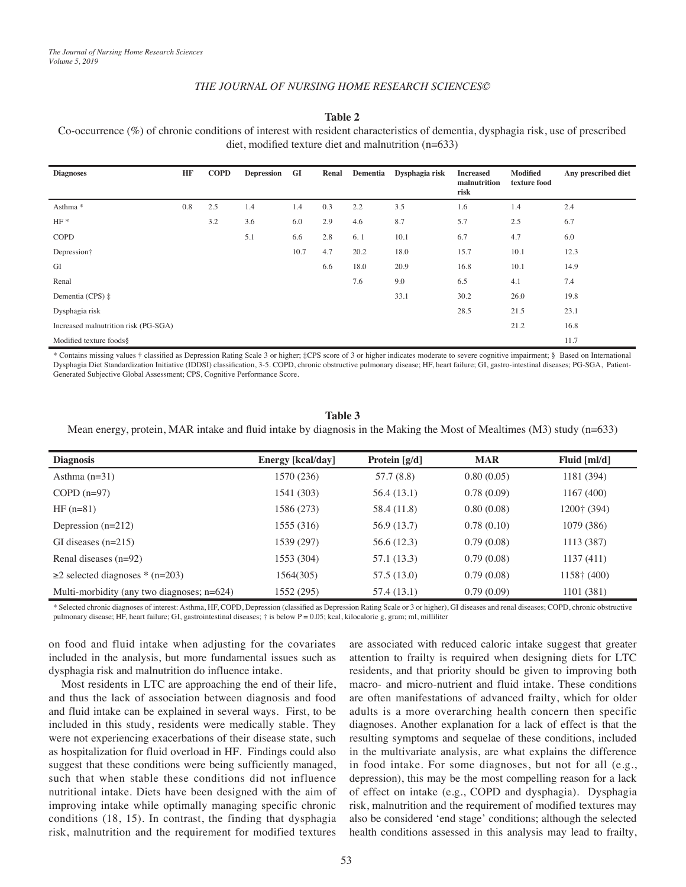**Table 2**

Co-occurrence (%) of chronic conditions of interest with resident characteristics of dementia, dysphagia risk, use of prescribed diet, modified texture diet and malnutrition (n=633)

| Diagnoses | HF | COPD | Depression | GI | Renal | Dementia | Dysphagia risk | Increased malnutrition risk | Modified texture food | Any prescribed diet |
|---|---|---|---|---|---|---|---|---|---|---|
| Asthma * | 0.8 | 2.5 | 1.4 | 1.4 | 0.3 | 2.2 | 3.5 | 1.6 | 1.4 | 2.4 |
| HF * | | 3.2 | 3.6 | 6.0 | 2.9 | 4.6 | 8.7 | 5.7 | 2.5 | 6.7 |
| COPD | | | 5.1 | 6.6 | 2.8 | 6. 1 | 10.1 | 6.7 | 4.7 | 6.0 |
| Depression† | | | | 10.7 | 4.7 | 20.2 | 18.0 | 15.7 | 10.1 | 12.3 |
| GI | | | | | 6.6 | 18.0 | 20.9 | 16.8 | 10.1 | 14.9 |
| Renal | | | | | | 7.6 | 9.0 | 6.5 | 4.1 | 7.4 |
| Dementia (CPS) ‡ | | | | | | | 33.1 | 30.2 | 26.0 | 19.8 |
| Dysphagia risk | | | | | | | | 28.5 | 21.5 | 23.1 |
| Increased malnutrition risk (PG-SGA) | | | | | | | | | 21.2 | 16.8 |
| Modified texture foods§ | | | | | | | | | | 11.7 |

\* Contains missing values † classified as Depression Rating Scale 3 or higher; ‡CPS score of 3 or higher indicates moderate to severe cognitive impairment; § Based on International Dysphagia Diet Standardization Initiative (IDDSI) classification, 3-5. COPD, chronic obstructive pulmonary disease; HF, heart failure; GI, gastro-intestinal diseases; PG-SGA, Patient-Generated Subjective Global Assessment; CPS, Cognitive Performance Score.

**Table 3**

Mean energy, protein, MAR intake and fluid intake by diagnosis in the Making the Most of Mealtimes (M3) study (n=633)

| Diagnosis | Energy [kcal/day] | Protein [g/d] | MAR | Fluid [ml/d] |
|---|---|---|---|---|
| Asthma (n=31) | 1570 (236) | 57.7 (8.8) | 0.80 (0.05) | 1181 (394) |
| COPD (n=97) | 1541 (303) | 56.4 (13.1) | 0.78 (0.09) | 1167 (400) |
| HF (n=81) | 1586 (273) | 58.4 (11.8) | 0.80 (0.08) | 1200† (394) |
| Depression (n=212) | 1555 (316) | 56.9 (13.7) | 0.78 (0.10) | 1079 (386) |
| GI diseases (n=215) | 1539 (297) | 56.6 (12.3) | 0.79 (0.08) | 1113 (387) |
| Renal diseases (n=92) | 1553 (304) | 57.1 (13.3) | 0.79 (0.08) | 1137 (411) |
| ≥2 selected diagnoses * (n=203) | 1564(305) | 57.5 (13.0) | 0.79 (0.08) | 1158† (400) |
| Multi-morbidity (any two diagnoses; n=624) | 1552 (295) | 57.4 (13.1) | 0.79 (0.09) | 1101 (381) |

\* Selected chronic diagnoses of interest: Asthma, HF, COPD, Depression (classified as Depression Rating Scale or 3 or higher), GI diseases and renal diseases; COPD, chronic obstructive pulmonary disease; HF, heart failure; GI, gastrointestinal diseases; † is below P = 0.05; kcal, kilocalorie g, gram; ml, milliliter

on food and fluid intake when adjusting for the covariates included in the analysis, but more fundamental issues such as dysphagia risk and malnutrition do influence intake.

Most residents in LTC are approaching the end of their life, and thus the lack of association between diagnosis and food and fluid intake can be explained in several ways. First, to be included in this study, residents were medically stable. They were not experiencing exacerbations of their disease state, such as hospitalization for fluid overload in HF. Findings could also suggest that these conditions were being sufficiently managed, such that when stable these conditions did not influence nutritional intake. Diets have been designed with the aim of improving intake while optimally managing specific chronic conditions (18, 15). In contrast, the finding that dysphagia risk, malnutrition and the requirement for modified textures are associated with reduced caloric intake suggest that greater attention to frailty is required when designing diets for LTC residents, and that priority should be given to improving both macro- and micro-nutrient and fluid intake. These conditions are often manifestations of advanced frailty, which for older adults is a more overarching health concern then specific diagnoses. Another explanation for a lack of effect is that the resulting symptoms and sequelae of these conditions, included in the multivariate analysis, are what explains the difference in food intake. For some diagnoses, but not for all (e.g., depression), this may be the most compelling reason for a lack of effect on intake (e.g., COPD and dysphagia). Dysphagia risk, malnutrition and the requirement of modified textures may also be considered 'end stage' conditions; although the selected health conditions assessed in this analysis may lead to frailty,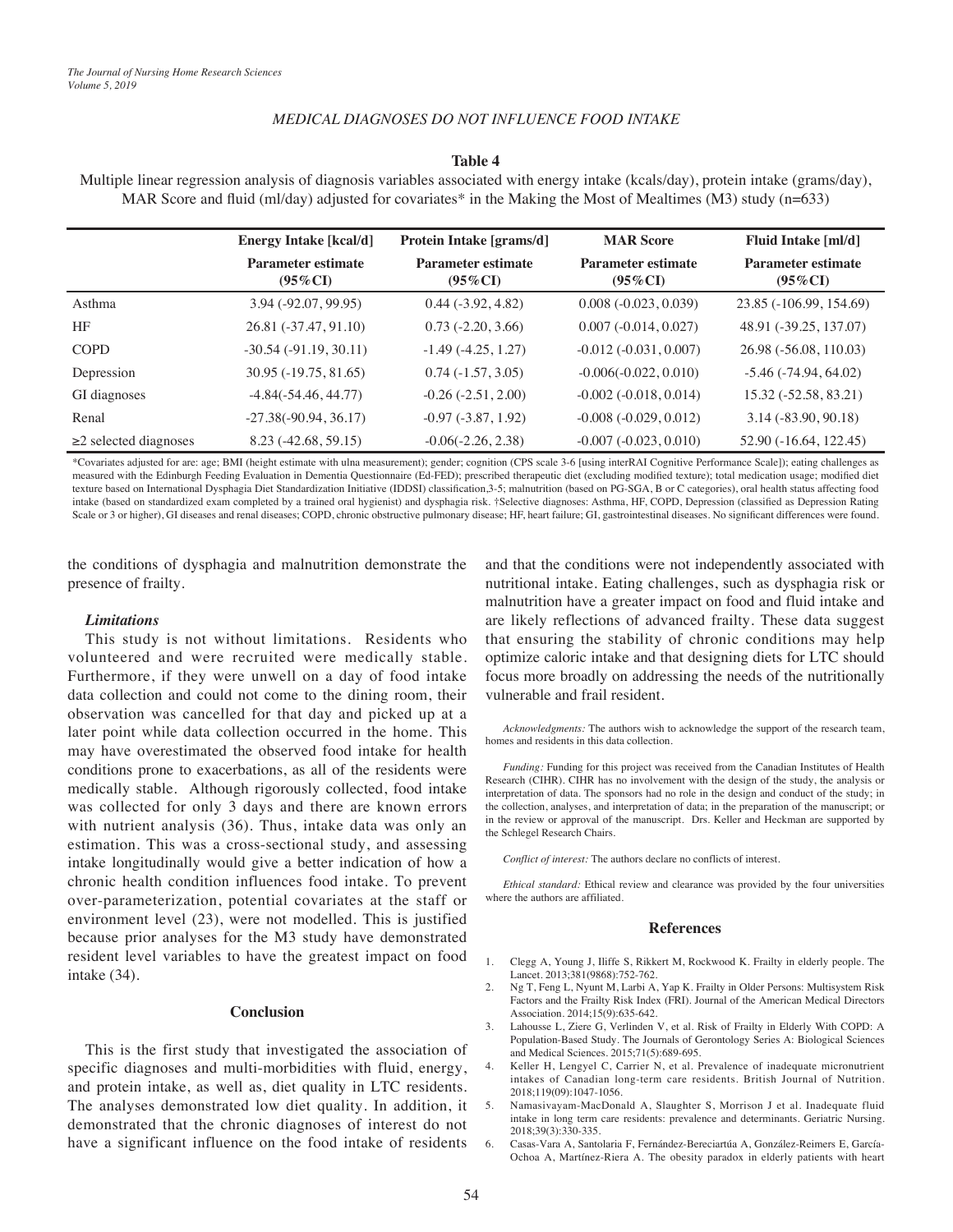**Table 4**

Multiple linear regression analysis of diagnosis variables associated with energy intake (kcals/day), protein intake (grams/day), MAR Score and fluid (ml/day) adjusted for covariates* in the Making the Most of Mealtimes (M3) study (n=633)

| | Energy Intake [kcal/d] | Protein Intake [grams/d] | MAR Score | Fluid Intake [ml/d] |
|---|---|---|---|---|
| | Parameter estimate (95%CI) | Parameter estimate (95%CI) | Parameter estimate (95%CI) | Parameter estimate (95%CI) |
| Asthma | 3.94 (-92.07, 99.95) | 0.44 (-3.92, 4.82) | 0.008 (-0.023, 0.039) | 23.85 (-106.99, 154.69) |
| HF | 26.81 (-37.47, 91.10) | 0.73 (-2.20, 3.66) | 0.007 (-0.014, 0.027) | 48.91 (-39.25, 137.07) |
| COPD | -30.54 (-91.19, 30.11) | -1.49 (-4.25, 1.27) | -0.012 (-0.031, 0.007) | 26.98 (-56.08, 110.03) |
| Depression | 30.95 (-19.75, 81.65) | 0.74 (-1.57, 3.05) | -0.006(-0.022, 0.010) | -5.46 (-74.94, 64.02) |
| GI diagnoses | -4.84(-54.46, 44.77) | -0.26 (-2.51, 2.00) | -0.002 (-0.018, 0.014) | 15.32 (-52.58, 83.21) |
| Renal | -27.38(-90.94, 36.17) | -0.97 (-3.87, 1.92) | -0.008 (-0.029, 0.012) | 3.14 (-83.90, 90.18) |
| ≥2 selected diagnoses | 8.23 (-42.68, 59.15) | -0.06(-2.26, 2.38) | -0.007 (-0.023, 0.010) | 52.90 (-16.64, 122.45) |

*Covariates adjusted for are: age; BMI (height estimate with ulna measurement); gender; cognition (CPS scale 3-6 [using interRAI Cognitive Performance Scale]); eating challenges as measured with the Edinburgh Feeding Evaluation in Dementia Questionnaire (Ed-FED); prescribed therapeutic diet (excluding modified texture); total medication usage; modified diet texture based on International Dysphagia Diet Standardization Initiative (IDDSI) classification,3-5; malnutrition (based on PG-SGA, B or C categories), oral health status affecting food intake (based on standardized exam completed by a trained oral hygienist) and dysphagia risk. †Selective diagnoses: Asthma, HF, COPD, Depression (classified as Depression Rating Scale or 3 or higher), GI diseases and renal diseases; COPD, chronic obstructive pulmonary disease; HF, heart failure; GI, gastrointestinal diseases. No significant differences were found.

the conditions of dysphagia and malnutrition demonstrate the presence of frailty.

### *Limitations*

This study is not without limitations. Residents who volunteered and were recruited were medically stable. Furthermore, if they were unwell on a day of food intake data collection and could not come to the dining room, their observation was cancelled for that day and picked up at a later point while data collection occurred in the home. This may have overestimated the observed food intake for health conditions prone to exacerbations, as all of the residents were medically stable. Although rigorously collected, food intake was collected for only 3 days and there are known errors with nutrient analysis (36). Thus, intake data was only an estimation. This was a cross-sectional study, and assessing intake longitudinally would give a better indication of how a chronic health condition influences food intake. To prevent over-parameterization, potential covariates at the staff or environment level (23), were not modelled. This is justified because prior analyses for the M3 study have demonstrated resident level variables to have the greatest impact on food intake (34).

## Conclusion

This is the first study that investigated the association of specific diagnoses and multi-morbidities with fluid, energy, and protein intake, as well as, diet quality in LTC residents. The analyses demonstrated low diet quality. In addition, it demonstrated that the chronic diagnoses of interest do not have a significant influence on the food intake of residents and that the conditions were not independently associated with nutritional intake. Eating challenges, such as dysphagia risk or malnutrition have a greater impact on food and fluid intake and are likely reflections of advanced frailty. These data suggest that ensuring the stability of chronic conditions may help optimize caloric intake and that designing diets for LTC should focus more broadly on addressing the needs of the nutritionally vulnerable and frail resident.

*Acknowledgments:* The authors wish to acknowledge the support of the research team, homes and residents in this data collection.

*Funding:* Funding for this project was received from the Canadian Institutes of Health Research (CIHR). CIHR has no involvement with the design of the study, the analysis or interpretation of data. The sponsors had no role in the design and conduct of the study; in the collection, analyses, and interpretation of data; in the preparation of the manuscript; or in the review or approval of the manuscript. Drs. Keller and Heckman are supported by the Schlegel Research Chairs.

*Conflict of interest:* The authors declare no conflicts of interest.

*Ethical standard:* Ethical review and clearance was provided by the four universities where the authors are affiliated.

## References

1. Clegg A, Young J, Iliffe S, Rikkert M, Rockwood K. Frailty in elderly people. The Lancet. 2013;381(9868):752-762.
2. Ng T, Feng L, Nyunt M, Larbi A, Yap K. Frailty in Older Persons: Multisystem Risk Factors and the Frailty Risk Index (FRI). Journal of the American Medical Directors Association. 2014;15(9):635-642.
3. Lahousse L, Ziere G, Verlinden V, et al. Risk of Frailty in Elderly With COPD: A Population-Based Study. The Journals of Gerontology Series A: Biological Sciences and Medical Sciences. 2015;71(5):689-695.
4. Keller H, Lengyel C, Carrier N, et al. Prevalence of inadequate micronutrient intakes of Canadian long-term care residents. British Journal of Nutrition. 2018;119(09):1047-1056.
5. Namasivayam-MacDonald A, Slaughter S, Morrison J et al. Inadequate fluid intake in long term care residents: prevalence and determinants. Geriatric Nursing. 2018;39(3):330-335.
6. Casas-Vara A, Santolaria F, Fernández-Bereciartúa A, González-Reimers E, García-Ochoa A, Martínez-Riera A. The obesity paradox in elderly patients with heart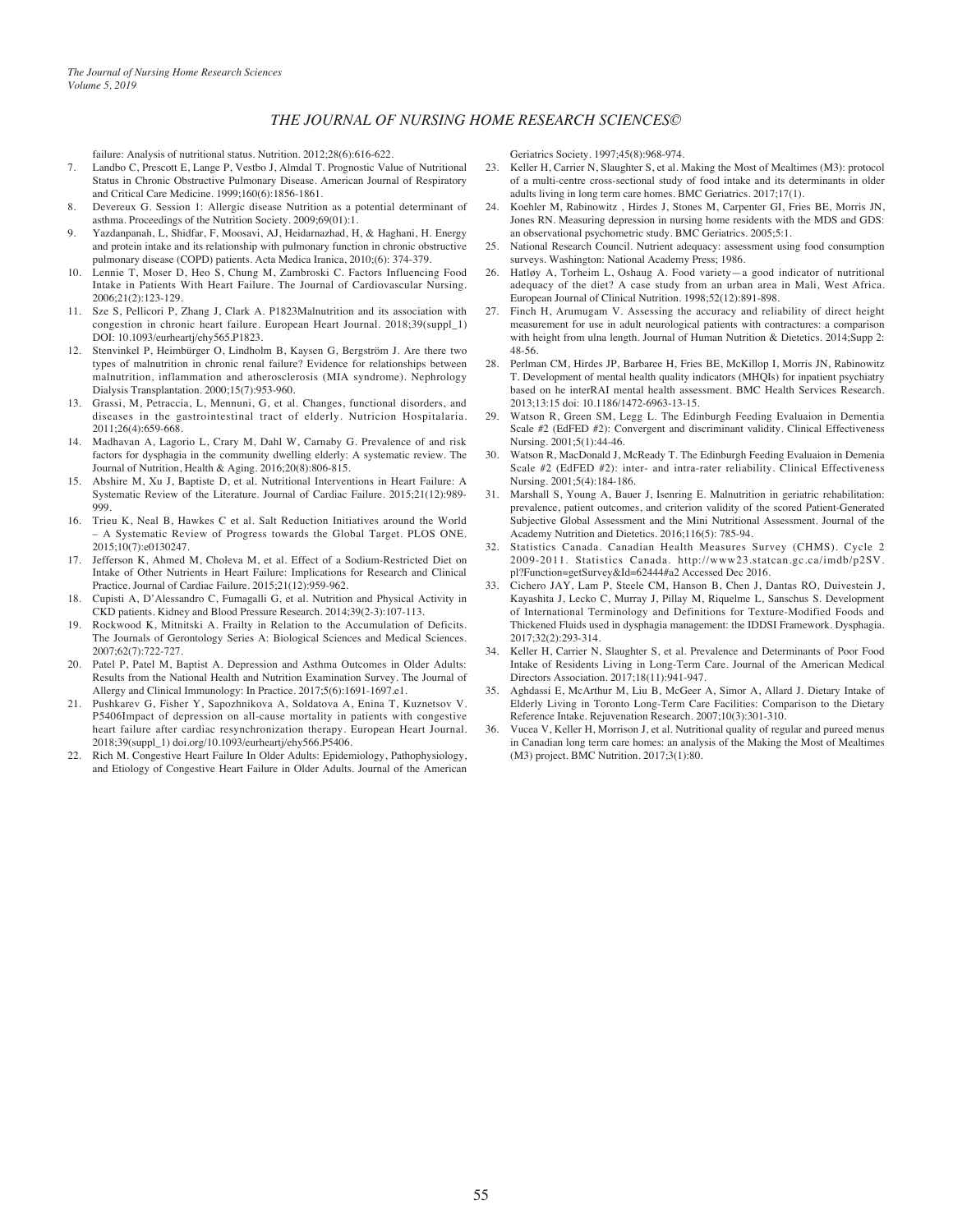failure: Analysis of nutritional status. Nutrition. 2012;28(6):616-622.

7. Landbo C, Prescott E, Lange P, Vestbo J, Almdal T. Prognostic Value of Nutritional Status in Chronic Obstructive Pulmonary Disease. American Journal of Respiratory and Critical Care Medicine. 1999;160(6):1856-1861.
8. Devereux G. Session 1: Allergic disease Nutrition as a potential determinant of asthma. Proceedings of the Nutrition Society. 2009;69(01):1.
9. Yazdanpanah, L, Shidfar, F, Moosavi, AJ, Heidarnazhad, H, & Haghani, H. Energy and protein intake and its relationship with pulmonary function in chronic obstructive pulmonary disease (COPD) patients. Acta Medica Iranica, 2010;(6): 374-379.
10. Lennie T, Moser D, Heo S, Chung M, Zambroski C. Factors Influencing Food Intake in Patients With Heart Failure. The Journal of Cardiovascular Nursing. 2006;21(2):123-129.
11. Sze S, Pellicori P, Zhang J, Clark A. P1823Malnutrition and its association with congestion in chronic heart failure. European Heart Journal. 2018;39(suppl_1) DOI: 10.1093/eurheartj/ehy565.P1823.
12. Stenvinkel P, Heimbürger O, Lindholm B, Kaysen G, Bergström J. Are there two types of malnutrition in chronic renal failure? Evidence for relationships between malnutrition, inflammation and atherosclerosis (MIA syndrome). Nephrology Dialysis Transplantation. 2000;15(7):953-960.
13. Grassi, M, Petraccia, L, Mennuni, G, et al. Changes, functional disorders, and diseases in the gastrointestinal tract of elderly. Nutricion Hospitalaria. 2011;26(4):659-668.
14. Madhavan A, Lagorio L, Crary M, Dahl W, Carnaby G. Prevalence of and risk factors for dysphagia in the community dwelling elderly: A systematic review. The Journal of Nutrition, Health & Aging. 2016;20(8):806-815.
15. Abshire M, Xu J, Baptiste D, et al. Nutritional Interventions in Heart Failure: A Systematic Review of the Literature. Journal of Cardiac Failure. 2015;21(12):989-999.
16. Trieu K, Neal B, Hawkes C et al. Salt Reduction Initiatives around the World – A Systematic Review of Progress towards the Global Target. PLOS ONE. 2015;10(7):e0130247.
17. Jefferson K, Ahmed M, Choleva M, et al. Effect of a Sodium-Restricted Diet on Intake of Other Nutrients in Heart Failure: Implications for Research and Clinical Practice. Journal of Cardiac Failure. 2015;21(12):959-962.
18. Cupisti A, D'Alessandro C, Fumagalli G, et al. Nutrition and Physical Activity in CKD patients. Kidney and Blood Pressure Research. 2014;39(2-3):107-113.
19. Rockwood K, Mitnitski A. Frailty in Relation to the Accumulation of Deficits. The Journals of Gerontology Series A: Biological Sciences and Medical Sciences. 2007;62(7):722-727.
20. Patel P, Patel M, Baptist A. Depression and Asthma Outcomes in Older Adults: Results from the National Health and Nutrition Examination Survey. The Journal of Allergy and Clinical Immunology: In Practice. 2017;5(6):1691-1697.e1.
21. Pushkarev G, Fisher Y, Sapozhnikova A, Soldatova A, Enina T, Kuznetsov V. P5406Impact of depression on all-cause mortality in patients with congestive heart failure after cardiac resynchronization therapy. European Heart Journal. 2018;39(suppl_1) doi.org/10.1093/eurheartj/ehy566.P5406.
22. Rich M. Congestive Heart Failure In Older Adults: Epidemiology, Pathophysiology, and Etiology of Congestive Heart Failure in Older Adults. Journal of the American Geriatrics Society. 1997;45(8):968-974.
23. Keller H, Carrier N, Slaughter S, et al. Making the Most of Mealtimes (M3): protocol of a multi-centre cross-sectional study of food intake and its determinants in older adults living in long term care homes. BMC Geriatrics. 2017;17(1).
24. Koehler M, Rabinowitz , Hirdes J, Stones M, Carpenter GI, Fries BE, Morris JN, Jones RN. Measuring depression in nursing home residents with the MDS and GDS: an observational psychometric study. BMC Geriatrics. 2005;5:1.
25. National Research Council. Nutrient adequacy: assessment using food consumption surveys. Washington: National Academy Press; 1986.
26. Hatløy A, Torheim L, Oshaug A. Food variety—a good indicator of nutritional adequacy of the diet? A case study from an urban area in Mali, West Africa. European Journal of Clinical Nutrition. 1998;52(12):891-898.
27. Finch H, Arumugam V. Assessing the accuracy and reliability of direct height measurement for use in adult neurological patients with contractures: a comparison with height from ulna length. Journal of Human Nutrition & Dietetics. 2014;Supp 2: 48-56.
28. Perlman CM, Hirdes JP, Barbaree H, Fries BE, McKillop I, Morris JN, Rabinowitz T. Development of mental health quality indicators (MHQIs) for inpatient psychiatry based on he interRAI mental health assessment. BMC Health Services Research. 2013;13:15 doi: 10.1186/1472-6963-13-15.
29. Watson R, Green SM, Legg L. The Edinburgh Feeding Evaluaion in Dementia Scale #2 (EdFED #2): Convergent and discriminant validity. Clinical Effectiveness Nursing. 2001;5(1):44-46.
30. Watson R, MacDonald J, McReady T. The Edinburgh Feeding Evaluaion in Demenia Scale #2 (EdFED #2): inter- and intra-rater reliability. Clinical Effectiveness Nursing. 2001;5(4):184-186.
31. Marshall S, Young A, Bauer J, Isenring E. Malnutrition in geriatric rehabilitation: prevalence, patient outcomes, and criterion validity of the scored Patient-Generated Subjective Global Assessment and the Mini Nutritional Assessment. Journal of the Academy Nutrition and Dietetics. 2016;116(5): 785-94.
32. Statistics Canada. Canadian Health Measures Survey (CHMS). Cycle 2 2009-2011. Statistics Canada. http://www23.statcan.gc.ca/imdb/p2SV.pl?Function=getSurvey&Id=62444#a2 Accessed Dec 2016.
33. Cichero JAY, Lam P, Steele CM, Hanson B, Chen J, Dantas RO, Duivestein J, Kayashita J, Lecko C, Murray J, Pillay M, Riquelme L, Sanschus S. Development of International Terminology and Definitions for Texture-Modified Foods and Thickened Fluids used in dysphagia management: the IDDSI Framework. Dysphagia. 2017;32(2):293-314.
34. Keller H, Carrier N, Slaughter S, et al. Prevalence and Determinants of Poor Food Intake of Residents Living in Long-Term Care. Journal of the American Medical Directors Association. 2017;18(11):941-947.
35. Aghdassi E, McArthur M, Liu B, McGeer A, Simor A, Allard J. Dietary Intake of Elderly Living in Toronto Long-Term Care Facilities: Comparison to the Dietary Reference Intake. Rejuvenation Research. 2007;10(3):301-310.
36. Vucea V, Keller H, Morrison J, et al. Nutritional quality of regular and pureed menus in Canadian long term care homes: an analysis of the Making the Most of Mealtimes (M3) project. BMC Nutrition. 2017;3(1):80.